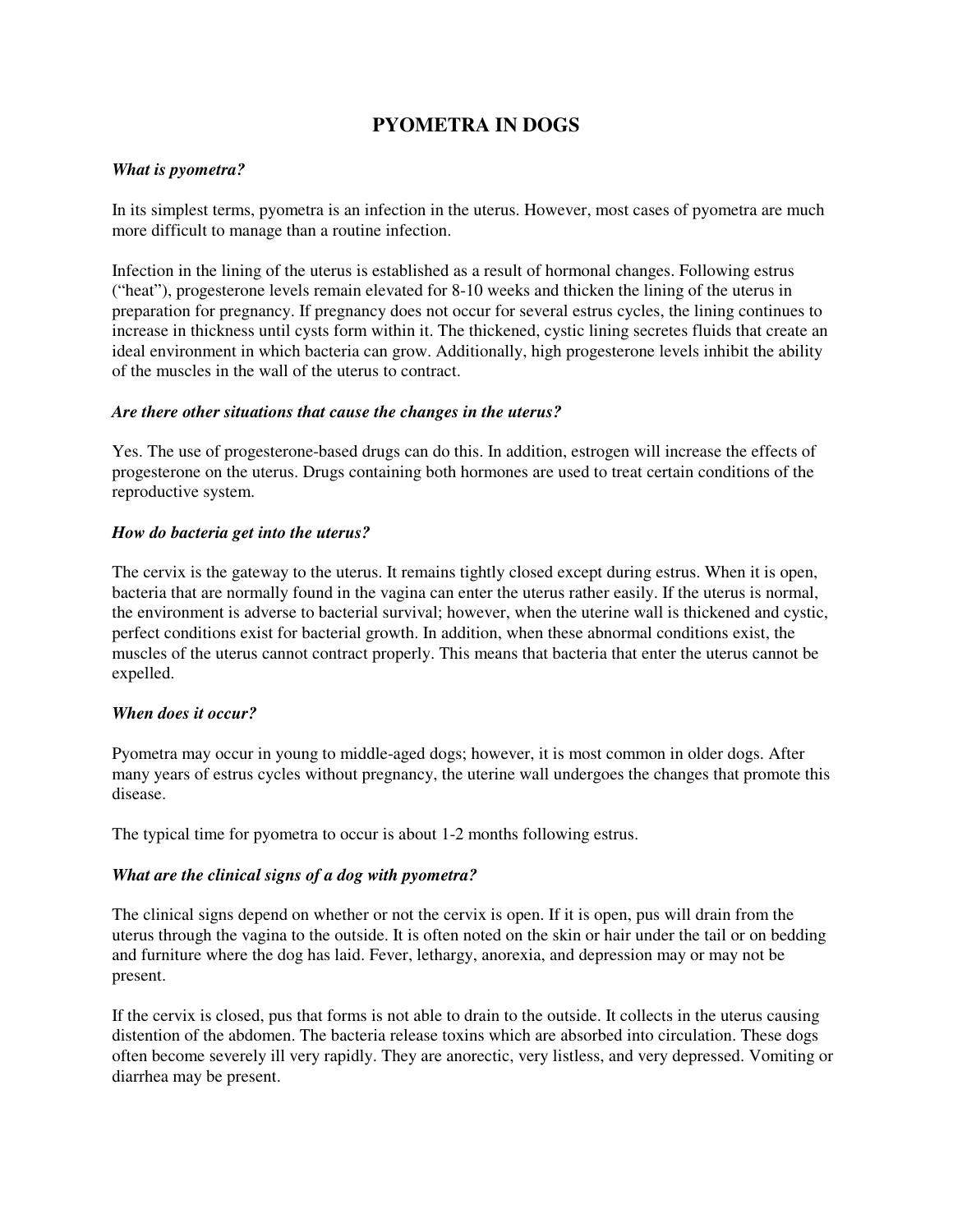# PYOMETRA IN DOGS

***What is pyometra?***

In its simplest terms, pyometra is an infection in the uterus. However, most cases of pyometra are much more difficult to manage than a routine infection.

Infection in the lining of the uterus is established as a result of hormonal changes. Following estrus ("heat"), progesterone levels remain elevated for 8-10 weeks and thicken the lining of the uterus in preparation for pregnancy. If pregnancy does not occur for several estrus cycles, the lining continues to increase in thickness until cysts form within it. The thickened, cystic lining secretes fluids that create an ideal environment in which bacteria can grow. Additionally, high progesterone levels inhibit the ability of the muscles in the wall of the uterus to contract.

***Are there other situations that cause the changes in the uterus?***

Yes. The use of progesterone-based drugs can do this. In addition, estrogen will increase the effects of progesterone on the uterus. Drugs containing both hormones are used to treat certain conditions of the reproductive system.

***How do bacteria get into the uterus?***

The cervix is the gateway to the uterus. It remains tightly closed except during estrus. When it is open, bacteria that are normally found in the vagina can enter the uterus rather easily. If the uterus is normal, the environment is adverse to bacterial survival; however, when the uterine wall is thickened and cystic, perfect conditions exist for bacterial growth. In addition, when these abnormal conditions exist, the muscles of the uterus cannot contract properly. This means that bacteria that enter the uterus cannot be expelled.

***When does it occur?***

Pyometra may occur in young to middle-aged dogs; however, it is most common in older dogs. After many years of estrus cycles without pregnancy, the uterine wall undergoes the changes that promote this disease.

The typical time for pyometra to occur is about 1-2 months following estrus.

***What are the clinical signs of a dog with pyometra?***

The clinical signs depend on whether or not the cervix is open. If it is open, pus will drain from the uterus through the vagina to the outside. It is often noted on the skin or hair under the tail or on bedding and furniture where the dog has laid. Fever, lethargy, anorexia, and depression may or may not be present.

If the cervix is closed, pus that forms is not able to drain to the outside. It collects in the uterus causing distention of the abdomen. The bacteria release toxins which are absorbed into circulation. These dogs often become severely ill very rapidly. They are anorectic, very listless, and very depressed. Vomiting or diarrhea may be present.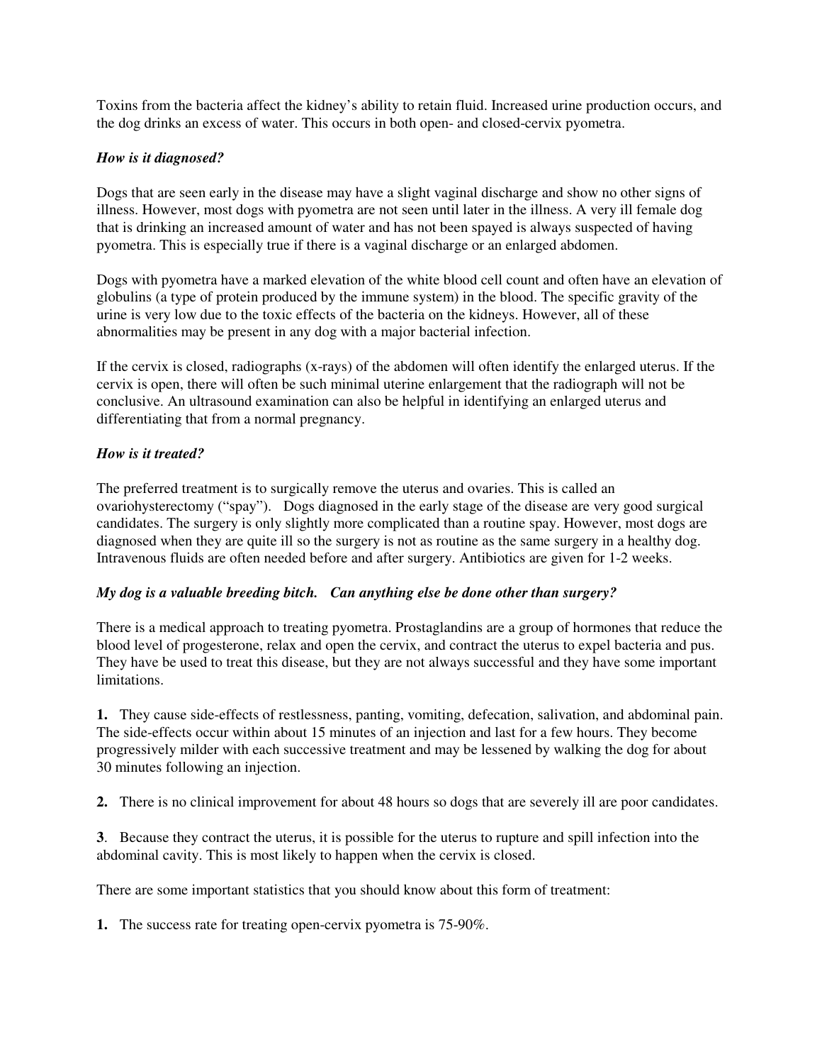Toxins from the bacteria affect the kidney's ability to retain fluid. Increased urine production occurs, and the dog drinks an excess of water. This occurs in both open- and closed-cervix pyometra.

***How is it diagnosed?***

Dogs that are seen early in the disease may have a slight vaginal discharge and show no other signs of illness. However, most dogs with pyometra are not seen until later in the illness. A very ill female dog that is drinking an increased amount of water and has not been spayed is always suspected of having pyometra. This is especially true if there is a vaginal discharge or an enlarged abdomen.

Dogs with pyometra have a marked elevation of the white blood cell count and often have an elevation of globulins (a type of protein produced by the immune system) in the blood. The specific gravity of the urine is very low due to the toxic effects of the bacteria on the kidneys. However, all of these abnormalities may be present in any dog with a major bacterial infection.

If the cervix is closed, radiographs (x-rays) of the abdomen will often identify the enlarged uterus. If the cervix is open, there will often be such minimal uterine enlargement that the radiograph will not be conclusive. An ultrasound examination can also be helpful in identifying an enlarged uterus and differentiating that from a normal pregnancy.

***How is it treated?***

The preferred treatment is to surgically remove the uterus and ovaries. This is called an ovariohysterectomy ("spay"). Dogs diagnosed in the early stage of the disease are very good surgical candidates. The surgery is only slightly more complicated than a routine spay. However, most dogs are diagnosed when they are quite ill so the surgery is not as routine as the same surgery in a healthy dog. Intravenous fluids are often needed before and after surgery. Antibiotics are given for 1-2 weeks.

***My dog is a valuable breeding bitch. Can anything else be done other than surgery?***

There is a medical approach to treating pyometra. Prostaglandins are a group of hormones that reduce the blood level of progesterone, relax and open the cervix, and contract the uterus to expel bacteria and pus. They have be used to treat this disease, but they are not always successful and they have some important limitations.

**1.** They cause side-effects of restlessness, panting, vomiting, defecation, salivation, and abdominal pain. The side-effects occur within about 15 minutes of an injection and last for a few hours. They become progressively milder with each successive treatment and may be lessened by walking the dog for about 30 minutes following an injection.

**2.** There is no clinical improvement for about 48 hours so dogs that are severely ill are poor candidates.

**3**. Because they contract the uterus, it is possible for the uterus to rupture and spill infection into the abdominal cavity. This is most likely to happen when the cervix is closed.

There are some important statistics that you should know about this form of treatment:

**1.** The success rate for treating open-cervix pyometra is 75-90%.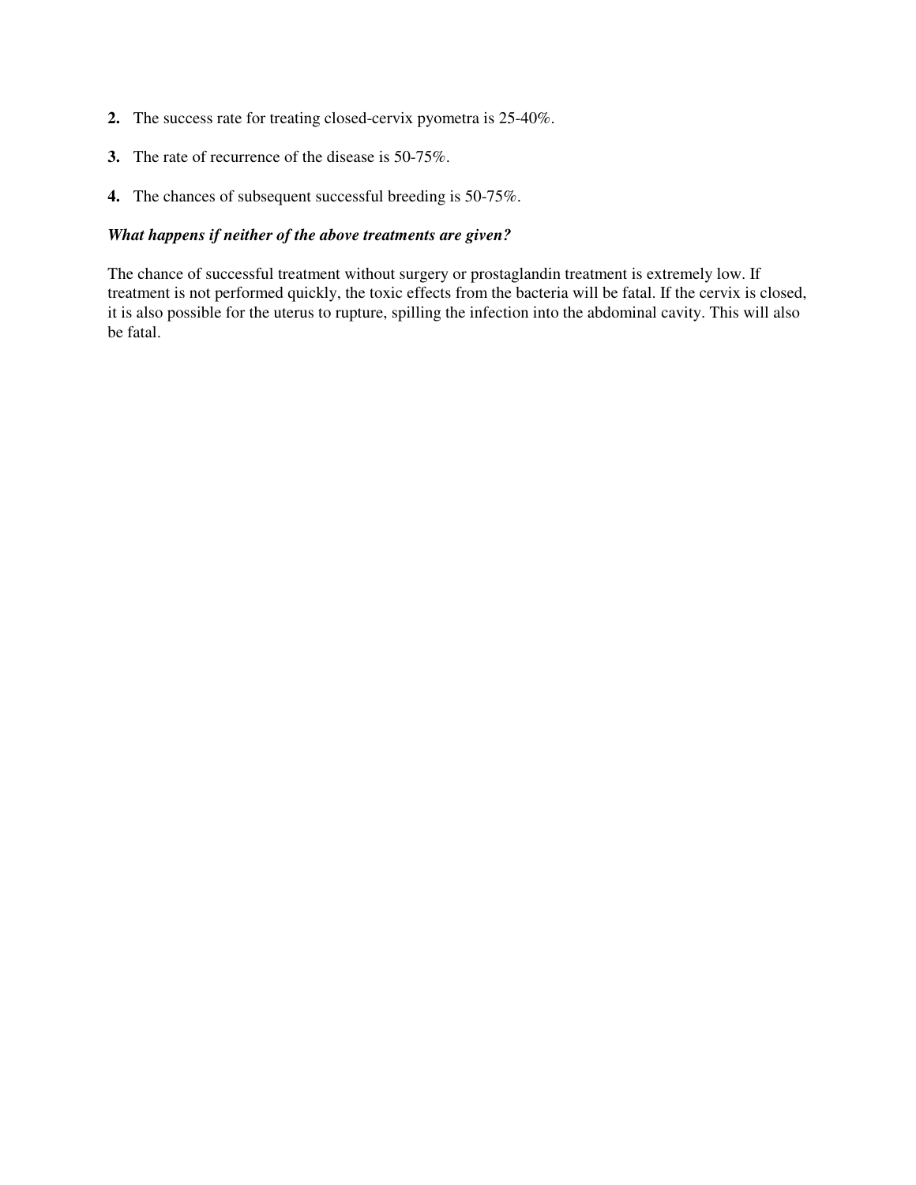2. The success rate for treating closed-cervix pyometra is 25-40%.

3. The rate of recurrence of the disease is 50-75%.

4. The chances of subsequent successful breeding is 50-75%.

***What happens if neither of the above treatments are given?***

The chance of successful treatment without surgery or prostaglandin treatment is extremely low. If treatment is not performed quickly, the toxic effects from the bacteria will be fatal. If the cervix is closed, it is also possible for the uterus to rupture, spilling the infection into the abdominal cavity. This will also be fatal.